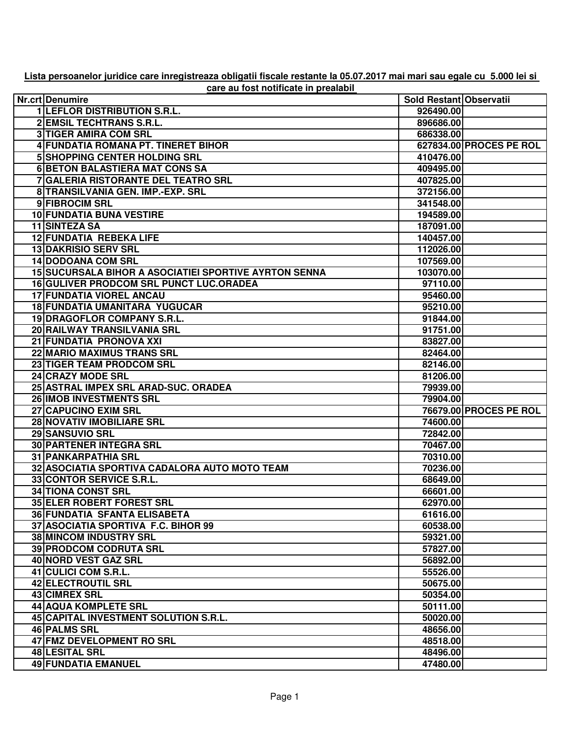**Lista persoanelor juridice care inregistreaza obligatii fiscale restante la 05.07.2017 mai mari sau egale cu 5.000 lei si care au fost notificate in prealabil**

| Nr.crt | Denumire | Sold Restant | Observatii |
|---|---|---|---|
| 1 | LEFLOR DISTRIBUTION S.R.L. | 926490.00 | |
| 2 | EMSIL TECHTRANS S.R.L. | 896686.00 | |
| 3 | TIGER AMIRA COM SRL | 686338.00 | |
| 4 | FUNDATIA ROMANA PT. TINERET BIHOR | 627834.00 | PROCES PE ROL |
| 5 | SHOPPING CENTER HOLDING SRL | 410476.00 | |
| 6 | BETON BALASTIERA MAT CONS SA | 409495.00 | |
| 7 | GALERIA RISTORANTE DEL TEATRO SRL | 407825.00 | |
| 8 | TRANSILVANIA GEN. IMP.-EXP. SRL | 372156.00 | |
| 9 | FIBROCIM SRL | 341548.00 | |
| 10 | FUNDATIA BUNA VESTIRE | 194589.00 | |
| 11 | SINTEZA SA | 187091.00 | |
| 12 | FUNDATIA REBEKA LIFE | 140457.00 | |
| 13 | DAKRISIO SERV SRL | 112026.00 | |
| 14 | DODOANA COM SRL | 107569.00 | |
| 15 | SUCURSALA BIHOR A ASOCIATIEI SPORTIVE AYRTON SENNA | 103070.00 | |
| 16 | GULIVER PRODCOM SRL PUNCT LUC.ORADEA | 97110.00 | |
| 17 | FUNDATIA VIOREL ANCAU | 95460.00 | |
| 18 | FUNDATIA UMANITARA YUGUCAR | 95210.00 | |
| 19 | DRAGOFLOR COMPANY S.R.L. | 91844.00 | |
| 20 | RAILWAY TRANSILVANIA SRL | 91751.00 | |
| 21 | FUNDATIA PRONOVA XXI | 83827.00 | |
| 22 | MARIO MAXIMUS TRANS SRL | 82464.00 | |
| 23 | TIGER TEAM PRODCOM SRL | 82146.00 | |
| 24 | CRAZY MODE SRL | 81206.00 | |
| 25 | ASTRAL IMPEX SRL ARAD-SUC. ORADEA | 79939.00 | |
| 26 | IMOB INVESTMENTS SRL | 79904.00 | |
| 27 | CAPUCINO EXIM SRL | 76679.00 | PROCES PE ROL |
| 28 | NOVATIV IMOBILIARE SRL | 74600.00 | |
| 29 | SANSUVIO SRL | 72842.00 | |
| 30 | PARTENER INTEGRA SRL | 70467.00 | |
| 31 | PANKARPATHIA SRL | 70310.00 | |
| 32 | ASOCIATIA SPORTIVA CADALORA AUTO MOTO TEAM | 70236.00 | |
| 33 | CONTOR SERVICE S.R.L. | 68649.00 | |
| 34 | TIONA CONST SRL | 66601.00 | |
| 35 | ELER ROBERT FOREST SRL | 62970.00 | |
| 36 | FUNDATIA SFANTA ELISABETA | 61616.00 | |
| 37 | ASOCIATIA SPORTIVA F.C. BIHOR 99 | 60538.00 | |
| 38 | MINCOM INDUSTRY SRL | 59321.00 | |
| 39 | PRODCOM CODRUTA SRL | 57827.00 | |
| 40 | NORD VEST GAZ SRL | 56892.00 | |
| 41 | CULICI COM S.R.L. | 55526.00 | |
| 42 | ELECTROUTIL SRL | 50675.00 | |
| 43 | CIMREX SRL | 50354.00 | |
| 44 | AQUA KOMPLETE SRL | 50111.00 | |
| 45 | CAPITAL INVESTMENT SOLUTION S.R.L. | 50020.00 | |
| 46 | PALMS SRL | 48656.00 | |
| 47 | FMZ DEVELOPMENT RO SRL | 48518.00 | |
| 48 | LESITAL SRL | 48496.00 | |
| 49 | FUNDATIA EMANUEL | 47480.00 | |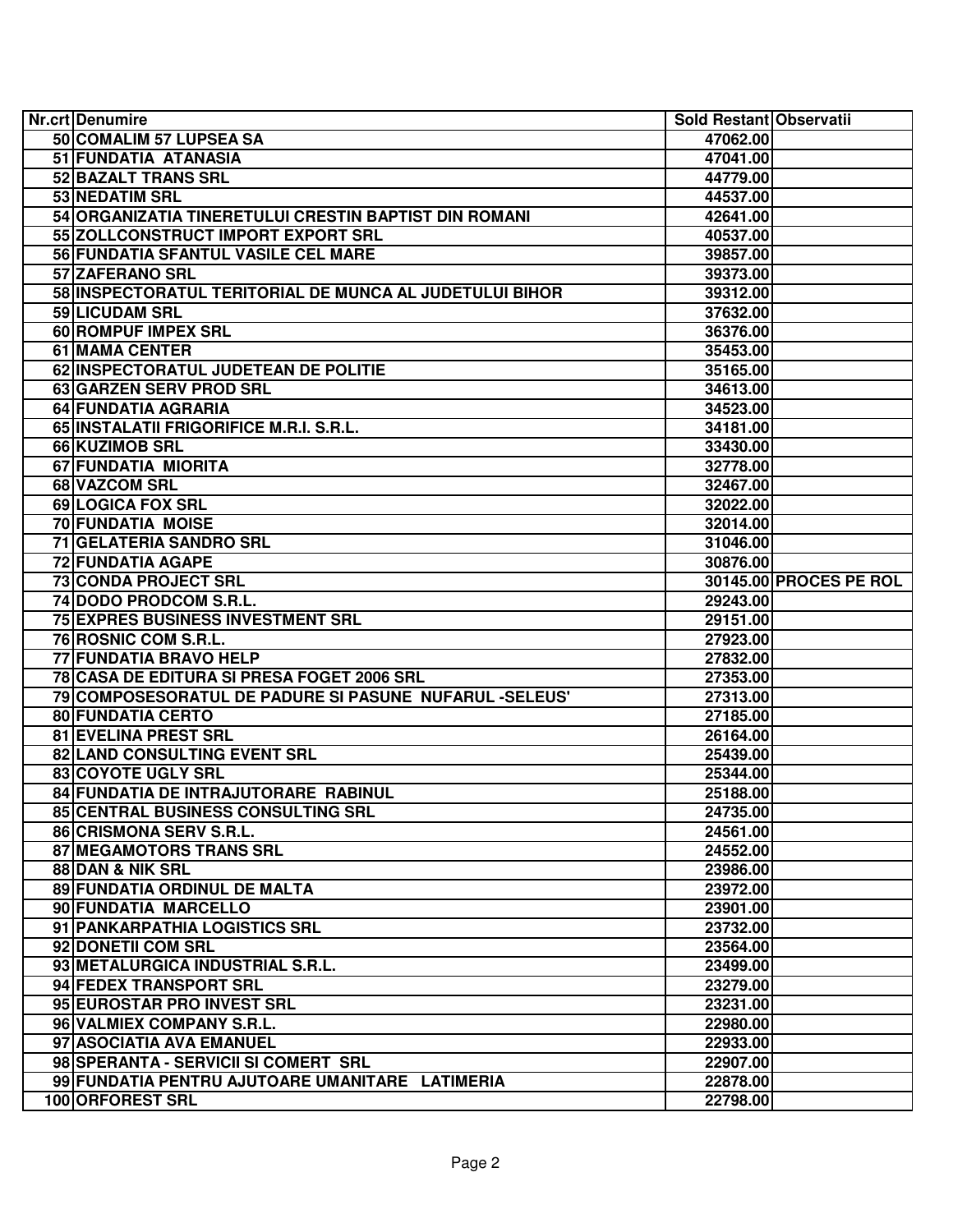| Nr.crt | Denumire | Sold Restant | Observatii |
|---|---|---|---|
| 50 | COMALIM 57 LUPSEA SA | 47062.00 | |
| 51 | FUNDATIA ATANASIA | 47041.00 | |
| 52 | BAZALT TRANS SRL | 44779.00 | |
| 53 | NEDATIM SRL | 44537.00 | |
| 54 | ORGANIZATIA TINERETULUI CRESTIN BAPTIST DIN ROMANI | 42641.00 | |
| 55 | ZOLLCONSTRUCT IMPORT EXPORT SRL | 40537.00 | |
| 56 | FUNDATIA SFANTUL VASILE CEL MARE | 39857.00 | |
| 57 | ZAFERANO SRL | 39373.00 | |
| 58 | INSPECTORATUL TERITORIAL DE MUNCA AL JUDETULUI BIHOR | 39312.00 | |
| 59 | LICUDAM SRL | 37632.00 | |
| 60 | ROMPUF IMPEX SRL | 36376.00 | |
| 61 | MAMA CENTER | 35453.00 | |
| 62 | INSPECTORATUL JUDETEAN DE POLITIE | 35165.00 | |
| 63 | GARZEN SERV PROD SRL | 34613.00 | |
| 64 | FUNDATIA AGRARIA | 34523.00 | |
| 65 | INSTALATII FRIGORIFICE M.R.I. S.R.L. | 34181.00 | |
| 66 | KUZIMOB SRL | 33430.00 | |
| 67 | FUNDATIA MIORITA | 32778.00 | |
| 68 | VAZCOM SRL | 32467.00 | |
| 69 | LOGICA FOX SRL | 32022.00 | |
| 70 | FUNDATIA MOISE | 32014.00 | |
| 71 | GELATERIA SANDRO SRL | 31046.00 | |
| 72 | FUNDATIA AGAPE | 30876.00 | |
| 73 | CONDA PROJECT SRL | 30145.00 | PROCES PE ROL |
| 74 | DODO PRODCOM S.R.L. | 29243.00 | |
| 75 | EXPRES BUSINESS INVESTMENT SRL | 29151.00 | |
| 76 | ROSNIC COM S.R.L. | 27923.00 | |
| 77 | FUNDATIA BRAVO HELP | 27832.00 | |
| 78 | CASA DE EDITURA SI PRESA FOGET 2006 SRL | 27353.00 | |
| 79 | COMPOSESORATUL DE PADURE SI PASUNE NUFARUL -SELEUS' | 27313.00 | |
| 80 | FUNDATIA CERTO | 27185.00 | |
| 81 | EVELINA PREST SRL | 26164.00 | |
| 82 | LAND CONSULTING EVENT SRL | 25439.00 | |
| 83 | COYOTE UGLY SRL | 25344.00 | |
| 84 | FUNDATIA DE INTRAJUTORARE RABINUL | 25188.00 | |
| 85 | CENTRAL BUSINESS CONSULTING SRL | 24735.00 | |
| 86 | CRISMONA SERV S.R.L. | 24561.00 | |
| 87 | MEGAMOTORS TRANS SRL | 24552.00 | |
| 88 | DAN & NIK SRL | 23986.00 | |
| 89 | FUNDATIA ORDINUL DE MALTA | 23972.00 | |
| 90 | FUNDATIA MARCELLO | 23901.00 | |
| 91 | PANKARPATHIA LOGISTICS SRL | 23732.00 | |
| 92 | DONETII COM SRL | 23564.00 | |
| 93 | METALURGICA INDUSTRIAL S.R.L. | 23499.00 | |
| 94 | FEDEX TRANSPORT SRL | 23279.00 | |
| 95 | EUROSTAR PRO INVEST SRL | 23231.00 | |
| 96 | VALMIEX COMPANY S.R.L. | 22980.00 | |
| 97 | ASOCIATIA AVA EMANUEL | 22933.00 | |
| 98 | SPERANTA - SERVICII SI COMERT SRL | 22907.00 | |
| 99 | FUNDATIA PENTRU AJUTOARE UMANITARE LATIMERIA | 22878.00 | |
| 100 | ORFOREST SRL | 22798.00 | |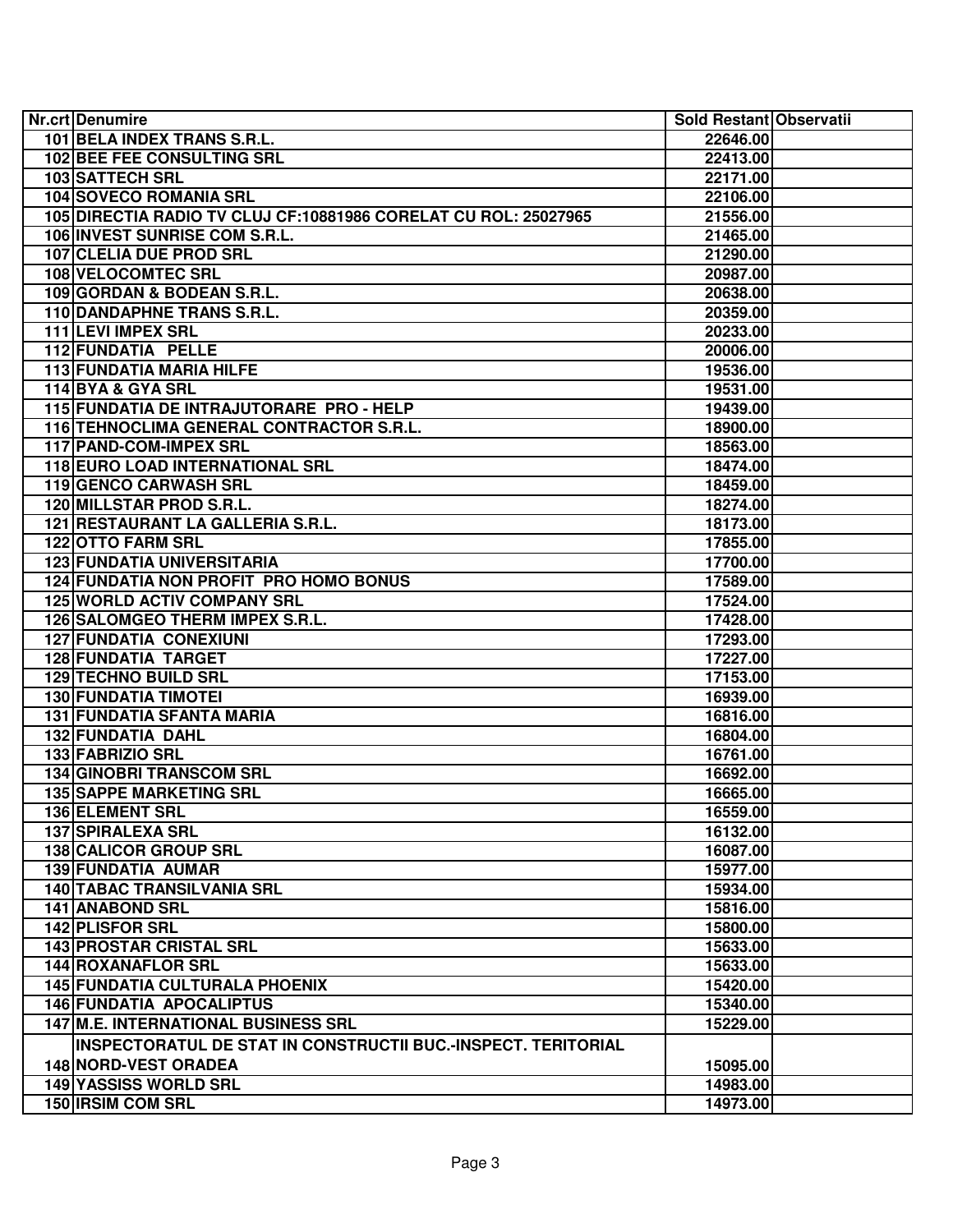| Nr.crt | Denumire | Sold Restant | Observatii |
|---|---|---|---|
| 101 | BELA INDEX TRANS S.R.L. | 22646.00 | |
| 102 | BEE FEE CONSULTING SRL | 22413.00 | |
| 103 | SATTECH SRL | 22171.00 | |
| 104 | SOVECO ROMANIA SRL | 22106.00 | |
| 105 | DIRECTIA RADIO TV CLUJ CF:10881986 CORELAT CU ROL: 25027965 | 21556.00 | |
| 106 | INVEST SUNRISE COM S.R.L. | 21465.00 | |
| 107 | CLELIA DUE PROD SRL | 21290.00 | |
| 108 | VELOCOMTEC SRL | 20987.00 | |
| 109 | GORDAN & BODEAN S.R.L. | 20638.00 | |
| 110 | DANDAPHNE TRANS S.R.L. | 20359.00 | |
| 111 | LEVI IMPEX SRL | 20233.00 | |
| 112 | FUNDATIA PELLE | 20006.00 | |
| 113 | FUNDATIA MARIA HILFE | 19536.00 | |
| 114 | BYA & GYA SRL | 19531.00 | |
| 115 | FUNDATIA DE INTRAJUTORARE PRO - HELP | 19439.00 | |
| 116 | TEHNOCLIMA GENERAL CONTRACTOR S.R.L. | 18900.00 | |
| 117 | PAND-COM-IMPEX SRL | 18563.00 | |
| 118 | EURO LOAD INTERNATIONAL SRL | 18474.00 | |
| 119 | GENCO CARWASH SRL | 18459.00 | |
| 120 | MILLSTAR PROD S.R.L. | 18274.00 | |
| 121 | RESTAURANT LA GALLERIA S.R.L. | 18173.00 | |
| 122 | OTTO FARM SRL | 17855.00 | |
| 123 | FUNDATIA UNIVERSITARIA | 17700.00 | |
| 124 | FUNDATIA NON PROFIT PRO HOMO BONUS | 17589.00 | |
| 125 | WORLD ACTIV COMPANY SRL | 17524.00 | |
| 126 | SALOMGEO THERM IMPEX S.R.L. | 17428.00 | |
| 127 | FUNDATIA CONEXIUNI | 17293.00 | |
| 128 | FUNDATIA TARGET | 17227.00 | |
| 129 | TECHNO BUILD SRL | 17153.00 | |
| 130 | FUNDATIA TIMOTEI | 16939.00 | |
| 131 | FUNDATIA SFANTA MARIA | 16816.00 | |
| 132 | FUNDATIA DAHL | 16804.00 | |
| 133 | FABRIZIO SRL | 16761.00 | |
| 134 | GINOBRI TRANSCOM SRL | 16692.00 | |
| 135 | SAPPE MARKETING SRL | 16665.00 | |
| 136 | ELEMENT SRL | 16559.00 | |
| 137 | SPIRALEXA SRL | 16132.00 | |
| 138 | CALICOR GROUP SRL | 16087.00 | |
| 139 | FUNDATIA AUMAR | 15977.00 | |
| 140 | TABAC TRANSILVANIA SRL | 15934.00 | |
| 141 | ANABOND SRL | 15816.00 | |
| 142 | PLISFOR SRL | 15800.00 | |
| 143 | PROSTAR CRISTAL SRL | 15633.00 | |
| 144 | ROXANAFLOR SRL | 15633.00 | |
| 145 | FUNDATIA CULTURALA PHOENIX | 15420.00 | |
| 146 | FUNDATIA APOCALIPTUS | 15340.00 | |
| 147 | M.E. INTERNATIONAL BUSINESS SRL | 15229.00 | |
| 148 | INSPECTORATUL DE STAT IN CONSTRUCTII BUC.-INSPECT. TERITORIAL NORD-VEST ORADEA | 15095.00 | |
| 149 | YASSISS WORLD SRL | 14983.00 | |
| 150 | IRSIM COM SRL | 14973.00 | |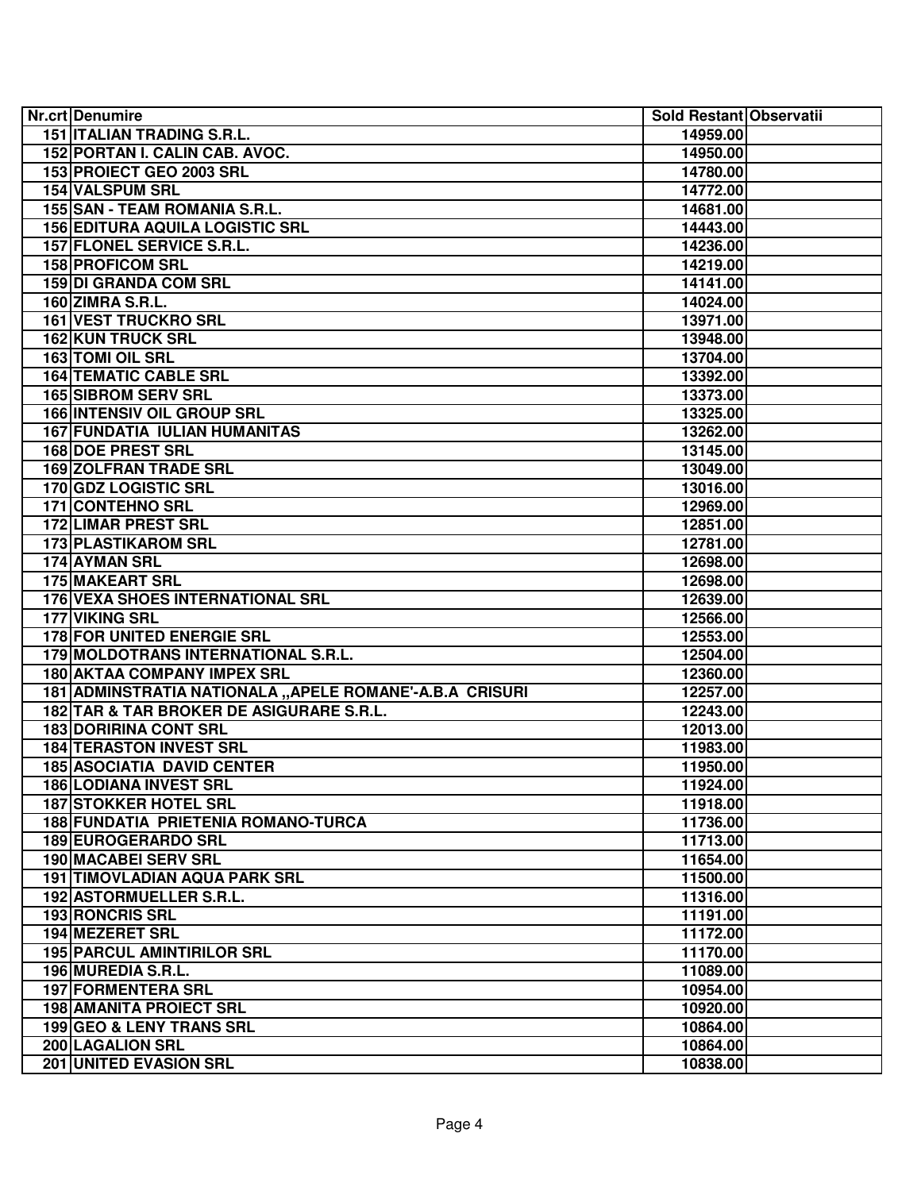| Nr.crt | Denumire | Sold Restant | Observatii |
|---|---|---|---|
| 151 | ITALIAN TRADING S.R.L. | 14959.00 | |
| 152 | PORTAN I. CALIN CAB. AVOC. | 14950.00 | |
| 153 | PROIECT GEO 2003 SRL | 14780.00 | |
| 154 | VALSPUM SRL | 14772.00 | |
| 155 | SAN - TEAM ROMANIA S.R.L. | 14681.00 | |
| 156 | EDITURA AQUILA LOGISTIC SRL | 14443.00 | |
| 157 | FLONEL SERVICE S.R.L. | 14236.00 | |
| 158 | PROFICOM SRL | 14219.00 | |
| 159 | DI GRANDA COM SRL | 14141.00 | |
| 160 | ZIMRA S.R.L. | 14024.00 | |
| 161 | VEST TRUCKRO SRL | 13971.00 | |
| 162 | KUN TRUCK SRL | 13948.00 | |
| 163 | TOMI OIL SRL | 13704.00 | |
| 164 | TEMATIC CABLE SRL | 13392.00 | |
| 165 | SIBROM SERV SRL | 13373.00 | |
| 166 | INTENSIV OIL GROUP SRL | 13325.00 | |
| 167 | FUNDATIA IULIAN HUMANITAS | 13262.00 | |
| 168 | DOE PREST SRL | 13145.00 | |
| 169 | ZOLFRAN TRADE SRL | 13049.00 | |
| 170 | GDZ LOGISTIC SRL | 13016.00 | |
| 171 | CONTEHNO SRL | 12969.00 | |
| 172 | LIMAR PREST SRL | 12851.00 | |
| 173 | PLASTIKAROM SRL | 12781.00 | |
| 174 | AYMAN SRL | 12698.00 | |
| 175 | MAKEART SRL | 12698.00 | |
| 176 | VEXA SHOES INTERNATIONAL SRL | 12639.00 | |
| 177 | VIKING SRL | 12566.00 | |
| 178 | FOR UNITED ENERGIE SRL | 12553.00 | |
| 179 | MOLDOTRANS INTERNATIONAL S.R.L. | 12504.00 | |
| 180 | AKTAA COMPANY IMPEX SRL | 12360.00 | |
| 181 | ADMINSTRATIA NATIONALA ,,APELE ROMANE'-A.B.A CRISURI | 12257.00 | |
| 182 | TAR & TAR BROKER DE ASIGURARE S.R.L. | 12243.00 | |
| 183 | DORIRINA CONT SRL | 12013.00 | |
| 184 | TERASTON INVEST SRL | 11983.00 | |
| 185 | ASOCIATIA DAVID CENTER | 11950.00 | |
| 186 | LODIANA INVEST SRL | 11924.00 | |
| 187 | STOKKER HOTEL SRL | 11918.00 | |
| 188 | FUNDATIA PRIETENIA ROMANO-TURCA | 11736.00 | |
| 189 | EUROGERARDO SRL | 11713.00 | |
| 190 | MACABEI SERV SRL | 11654.00 | |
| 191 | TIMOVLADIAN AQUA PARK SRL | 11500.00 | |
| 192 | ASTORMUELLER S.R.L. | 11316.00 | |
| 193 | RONCRIS SRL | 11191.00 | |
| 194 | MEZERET SRL | 11172.00 | |
| 195 | PARCUL AMINTIRILOR SRL | 11170.00 | |
| 196 | MUREDIA S.R.L. | 11089.00 | |
| 197 | FORMENTERA SRL | 10954.00 | |
| 198 | AMANITA PROIECT SRL | 10920.00 | |
| 199 | GEO & LENY TRANS SRL | 10864.00 | |
| 200 | LAGALION SRL | 10864.00 | |
| 201 | UNITED EVASION SRL | 10838.00 | |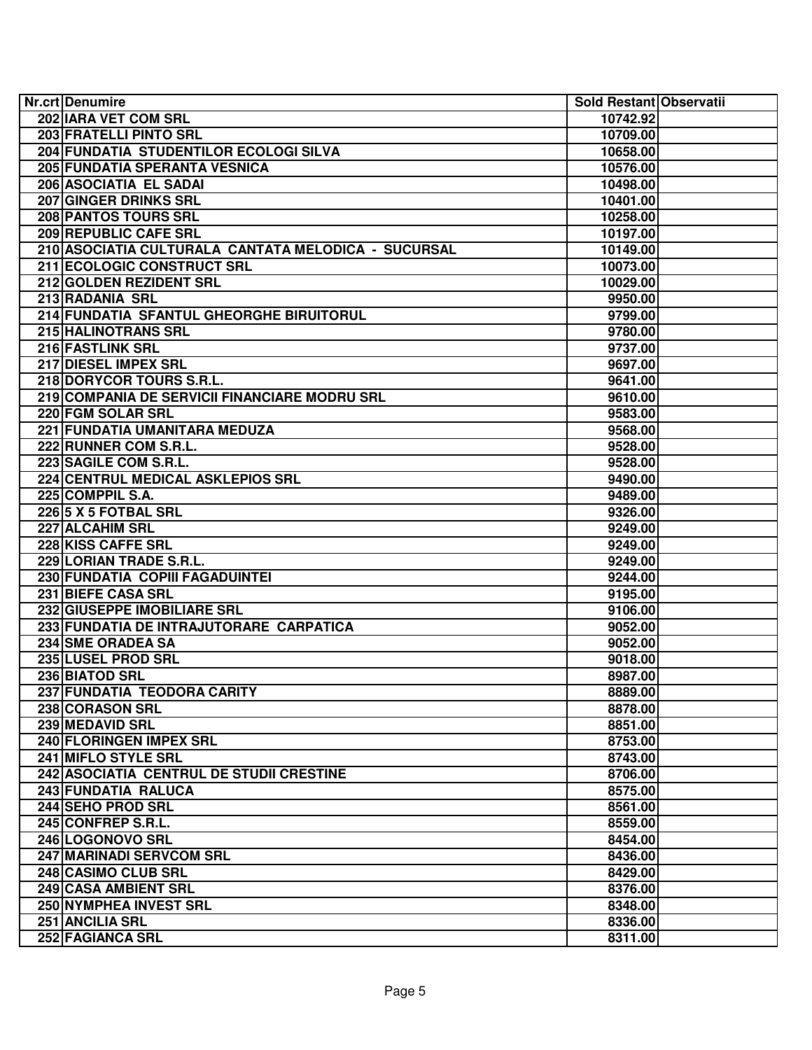| Nr.crt | Denumire | Sold Restant | Observatii |
|---|---|---|---|
| 202 | IARA VET COM SRL | 10742.92 | |
| 203 | FRATELLI PINTO SRL | 10709.00 | |
| 204 | FUNDATIA STUDENTILOR ECOLOGI SILVA | 10658.00 | |
| 205 | FUNDATIA SPERANTA VESNICA | 10576.00 | |
| 206 | ASOCIATIA EL SADAI | 10498.00 | |
| 207 | GINGER DRINKS SRL | 10401.00 | |
| 208 | PANTOS TOURS SRL | 10258.00 | |
| 209 | REPUBLIC CAFE SRL | 10197.00 | |
| 210 | ASOCIATIA CULTURALA CANTATA MELODICA - SUCURSAL | 10149.00 | |
| 211 | ECOLOGIC CONSTRUCT SRL | 10073.00 | |
| 212 | GOLDEN REZIDENT SRL | 10029.00 | |
| 213 | RADANIA SRL | 9950.00 | |
| 214 | FUNDATIA SFANTUL GHEORGHE BIRUITORUL | 9799.00 | |
| 215 | HALINOTRANS SRL | 9780.00 | |
| 216 | FASTLINK SRL | 9737.00 | |
| 217 | DIESEL IMPEX SRL | 9697.00 | |
| 218 | DORYCOR TOURS S.R.L. | 9641.00 | |
| 219 | COMPANIA DE SERVICII FINANCIARE MODRU SRL | 9610.00 | |
| 220 | FGM SOLAR SRL | 9583.00 | |
| 221 | FUNDATIA UMANITARA MEDUZA | 9568.00 | |
| 222 | RUNNER COM S.R.L. | 9528.00 | |
| 223 | SAGILE COM S.R.L. | 9528.00 | |
| 224 | CENTRUL MEDICAL ASKLEPIOS SRL | 9490.00 | |
| 225 | COMPPIL S.A. | 9489.00 | |
| 226 | 5 X 5 FOTBAL SRL | 9326.00 | |
| 227 | ALCAHIM SRL | 9249.00 | |
| 228 | KISS CAFFE SRL | 9249.00 | |
| 229 | LORIAN TRADE S.R.L. | 9249.00 | |
| 230 | FUNDATIA COPIII FAGADUINTEI | 9244.00 | |
| 231 | BIEFE CASA SRL | 9195.00 | |
| 232 | GIUSEPPE IMOBILIARE SRL | 9106.00 | |
| 233 | FUNDATIA DE INTRAJUTORARE CARPATICA | 9052.00 | |
| 234 | SME ORADEA SA | 9052.00 | |
| 235 | LUSEL PROD SRL | 9018.00 | |
| 236 | BIATOD SRL | 8987.00 | |
| 237 | FUNDATIA TEODORA CARITY | 8889.00 | |
| 238 | CORASON SRL | 8878.00 | |
| 239 | MEDAVID SRL | 8851.00 | |
| 240 | FLORINGEN IMPEX SRL | 8753.00 | |
| 241 | MIFLO STYLE SRL | 8743.00 | |
| 242 | ASOCIATIA CENTRUL DE STUDII CRESTINE | 8706.00 | |
| 243 | FUNDATIA RALUCA | 8575.00 | |
| 244 | SEHO PROD SRL | 8561.00 | |
| 245 | CONFREP S.R.L. | 8559.00 | |
| 246 | LOGONOVO SRL | 8454.00 | |
| 247 | MARINADI SERVCOM SRL | 8436.00 | |
| 248 | CASIMO CLUB SRL | 8429.00 | |
| 249 | CASA AMBIENT SRL | 8376.00 | |
| 250 | NYMPHEA INVEST SRL | 8348.00 | |
| 251 | ANCILIA SRL | 8336.00 | |
| 252 | FAGIANCA SRL | 8311.00 | |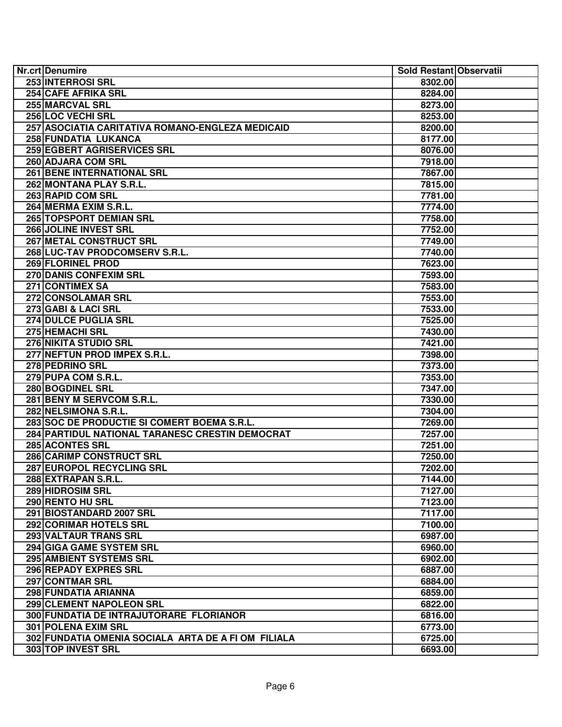| Nr.crt | Denumire | Sold Restant | Observatii |
|---|---|---|---|
| 253 | INTERROSI SRL | 8302.00 | |
| 254 | CAFE AFRIKA SRL | 8284.00 | |
| 255 | MARCVAL SRL | 8273.00 | |
| 256 | LOC VECHI SRL | 8253.00 | |
| 257 | ASOCIATIA CARITATIVA ROMANO-ENGLEZA MEDICAID | 8200.00 | |
| 258 | FUNDATIA LUKANCA | 8177.00 | |
| 259 | EGBERT AGRISERVICES SRL | 8076.00 | |
| 260 | ADJARA COM SRL | 7918.00 | |
| 261 | BENE INTERNATIONAL SRL | 7867.00 | |
| 262 | MONTANA PLAY S.R.L. | 7815.00 | |
| 263 | RAPID COM SRL | 7781.00 | |
| 264 | MERMA EXIM S.R.L. | 7774.00 | |
| 265 | TOPSPORT DEMIAN SRL | 7758.00 | |
| 266 | JOLINE INVEST SRL | 7752.00 | |
| 267 | METAL CONSTRUCT SRL | 7749.00 | |
| 268 | LUC-TAV PRODCOMSERV S.R.L. | 7740.00 | |
| 269 | FLORINEL PROD | 7623.00 | |
| 270 | DANIS CONFEXIM SRL | 7593.00 | |
| 271 | CONTIMEX SA | 7583.00 | |
| 272 | CONSOLAMAR SRL | 7553.00 | |
| 273 | GABI & LACI SRL | 7533.00 | |
| 274 | DULCE PUGLIA SRL | 7525.00 | |
| 275 | HEMACHI SRL | 7430.00 | |
| 276 | NIKITA STUDIO SRL | 7421.00 | |
| 277 | NEFTUN PROD IMPEX S.R.L. | 7398.00 | |
| 278 | PEDRINO SRL | 7373.00 | |
| 279 | PUPA COM S.R.L. | 7353.00 | |
| 280 | BOGDINEL SRL | 7347.00 | |
| 281 | BENY M SERVCOM S.R.L. | 7330.00 | |
| 282 | NELSIMONA S.R.L. | 7304.00 | |
| 283 | SOC DE PRODUCTIE SI COMERT BOEMA S.R.L. | 7269.00 | |
| 284 | PARTIDUL NATIONAL TARANESC CRESTIN DEMOCRAT | 7257.00 | |
| 285 | ACONTES SRL | 7251.00 | |
| 286 | CARIMP CONSTRUCT SRL | 7250.00 | |
| 287 | EUROPOL RECYCLING SRL | 7202.00 | |
| 288 | EXTRAPAN S.R.L. | 7144.00 | |
| 289 | HIDROSIM SRL | 7127.00 | |
| 290 | RENTO HU SRL | 7123.00 | |
| 291 | BIOSTANDARD 2007 SRL | 7117.00 | |
| 292 | CORIMAR HOTELS SRL | 7100.00 | |
| 293 | VALTAUR TRANS SRL | 6987.00 | |
| 294 | GIGA GAME SYSTEM SRL | 6960.00 | |
| 295 | AMBIENT SYSTEMS SRL | 6902.00 | |
| 296 | REPADY EXPRES SRL | 6887.00 | |
| 297 | CONTMAR SRL | 6884.00 | |
| 298 | FUNDATIA ARIANNA | 6859.00 | |
| 299 | CLEMENT NAPOLEON SRL | 6822.00 | |
| 300 | FUNDATIA DE INTRAJUTORARE FLORIANOR | 6816.00 | |
| 301 | POLENA EXIM SRL | 6773.00 | |
| 302 | FUNDATIA OMENIA SOCIALA ARTA DE A FI OM FILIALA | 6725.00 | |
| 303 | TOP INVEST SRL | 6693.00 | |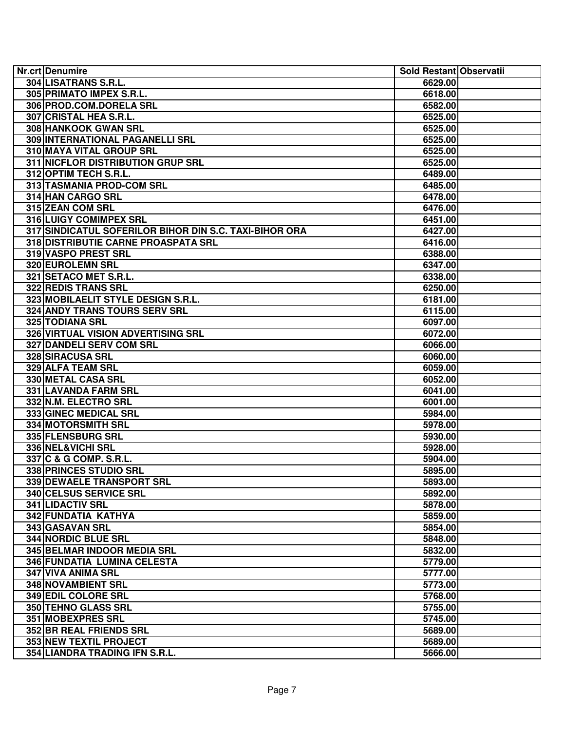| Nr.crt | Denumire | Sold Restant | Observatii |
|---|---|---|---|
| 304 | LISATRANS S.R.L. | 6629.00 | |
| 305 | PRIMATO IMPEX S.R.L. | 6618.00 | |
| 306 | PROD.COM.DORELA SRL | 6582.00 | |
| 307 | CRISTAL HEA S.R.L. | 6525.00 | |
| 308 | HANKOOK GWAN SRL | 6525.00 | |
| 309 | INTERNATIONAL PAGANELLI SRL | 6525.00 | |
| 310 | MAYA VITAL GROUP SRL | 6525.00 | |
| 311 | NICFLOR DISTRIBUTION GRUP SRL | 6525.00 | |
| 312 | OPTIM TECH S.R.L. | 6489.00 | |
| 313 | TASMANIA PROD-COM SRL | 6485.00 | |
| 314 | HAN CARGO SRL | 6478.00 | |
| 315 | ZEAN COM SRL | 6476.00 | |
| 316 | LUIGY COMIMPEX SRL | 6451.00 | |
| 317 | SINDICATUL SOFERILOR BIHOR DIN S.C. TAXI-BIHOR ORA | 6427.00 | |
| 318 | DISTRIBUTIE CARNE PROASPATA SRL | 6416.00 | |
| 319 | VASPO PREST SRL | 6388.00 | |
| 320 | EUROLEMN SRL | 6347.00 | |
| 321 | SETACO MET S.R.L. | 6338.00 | |
| 322 | REDIS TRANS SRL | 6250.00 | |
| 323 | MOBILAELIT STYLE DESIGN S.R.L. | 6181.00 | |
| 324 | ANDY TRANS TOURS SERV SRL | 6115.00 | |
| 325 | TODIANA SRL | 6097.00 | |
| 326 | VIRTUAL VISION ADVERTISING SRL | 6072.00 | |
| 327 | DANDELI SERV COM SRL | 6066.00 | |
| 328 | SIRACUSA SRL | 6060.00 | |
| 329 | ALFA TEAM SRL | 6059.00 | |
| 330 | METAL CASA SRL | 6052.00 | |
| 331 | LAVANDA FARM SRL | 6041.00 | |
| 332 | N.M. ELECTRO SRL | 6001.00 | |
| 333 | GINEC MEDICAL SRL | 5984.00 | |
| 334 | MOTORSMITH SRL | 5978.00 | |
| 335 | FLENSBURG SRL | 5930.00 | |
| 336 | NEL&VICHI SRL | 5928.00 | |
| 337 | C & G COMP. S.R.L. | 5904.00 | |
| 338 | PRINCES STUDIO SRL | 5895.00 | |
| 339 | DEWAELE TRANSPORT SRL | 5893.00 | |
| 340 | CELSUS SERVICE SRL | 5892.00 | |
| 341 | LIDACTIV SRL | 5878.00 | |
| 342 | FUNDATIA KATHYA | 5859.00 | |
| 343 | GASAVAN SRL | 5854.00 | |
| 344 | NORDIC BLUE SRL | 5848.00 | |
| 345 | BELMAR INDOOR MEDIA SRL | 5832.00 | |
| 346 | FUNDATIA LUMINA CELESTA | 5779.00 | |
| 347 | VIVA ANIMA SRL | 5777.00 | |
| 348 | NOVAMBIENT SRL | 5773.00 | |
| 349 | EDIL COLORE SRL | 5768.00 | |
| 350 | TEHNO GLASS SRL | 5755.00 | |
| 351 | MOBEXPRES SRL | 5745.00 | |
| 352 | BR REAL FRIENDS SRL | 5689.00 | |
| 353 | NEW TEXTIL PROJECT | 5689.00 | |
| 354 | LIANDRA TRADING IFN S.R.L. | 5666.00 | |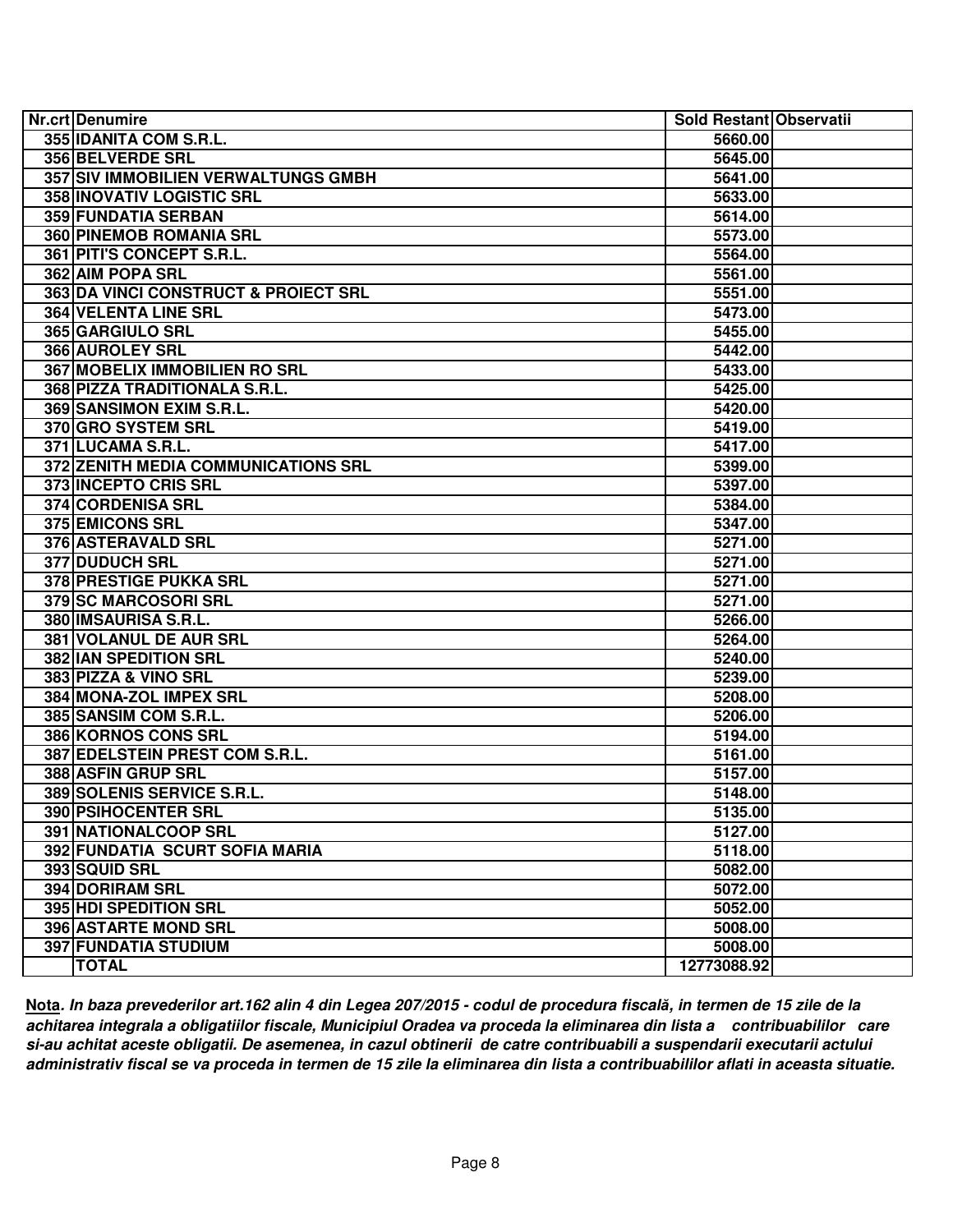| Nr.crt | Denumire | Sold Restant | Observatii |
|---|---|---|---|
| 355 | IDANITA COM S.R.L. | 5660.00 | |
| 356 | BELVERDE SRL | 5645.00 | |
| 357 | SIV IMMOBILIEN VERWALTUNGS GMBH | 5641.00 | |
| 358 | INOVATIV LOGISTIC SRL | 5633.00 | |
| 359 | FUNDATIA SERBAN | 5614.00 | |
| 360 | PINEMOB ROMANIA SRL | 5573.00 | |
| 361 | PITI'S CONCEPT S.R.L. | 5564.00 | |
| 362 | AIM POPA SRL | 5561.00 | |
| 363 | DA VINCI CONSTRUCT & PROIECT SRL | 5551.00 | |
| 364 | VELENTA LINE SRL | 5473.00 | |
| 365 | GARGIULO SRL | 5455.00 | |
| 366 | AUROLEY SRL | 5442.00 | |
| 367 | MOBELIX IMMOBILIEN RO SRL | 5433.00 | |
| 368 | PIZZA TRADITIONALA S.R.L. | 5425.00 | |
| 369 | SANSIMON EXIM S.R.L. | 5420.00 | |
| 370 | GRO SYSTEM SRL | 5419.00 | |
| 371 | LUCAMA S.R.L. | 5417.00 | |
| 372 | ZENITH MEDIA COMMUNICATIONS SRL | 5399.00 | |
| 373 | INCEPTO CRIS SRL | 5397.00 | |
| 374 | CORDENISA SRL | 5384.00 | |
| 375 | EMICONS SRL | 5347.00 | |
| 376 | ASTERAVALD SRL | 5271.00 | |
| 377 | DUDUCH SRL | 5271.00 | |
| 378 | PRESTIGE PUKKA SRL | 5271.00 | |
| 379 | SC MARCOSORI SRL | 5271.00 | |
| 380 | IMSAURISA S.R.L. | 5266.00 | |
| 381 | VOLANUL DE AUR SRL | 5264.00 | |
| 382 | IAN SPEDITION SRL | 5240.00 | |
| 383 | PIZZA & VINO SRL | 5239.00 | |
| 384 | MONA-ZOL IMPEX SRL | 5208.00 | |
| 385 | SANSIM COM S.R.L. | 5206.00 | |
| 386 | KORNOS CONS SRL | 5194.00 | |
| 387 | EDELSTEIN PREST COM S.R.L. | 5161.00 | |
| 388 | ASFIN GRUP SRL | 5157.00 | |
| 389 | SOLENIS SERVICE S.R.L. | 5148.00 | |
| 390 | PSIHOCENTER SRL | 5135.00 | |
| 391 | NATIONALCOOP SRL | 5127.00 | |
| 392 | FUNDATIA SCURT SOFIA MARIA | 5118.00 | |
| 393 | SQUID SRL | 5082.00 | |
| 394 | DORIRAM SRL | 5072.00 | |
| 395 | HDI SPEDITION SRL | 5052.00 | |
| 396 | ASTARTE MOND SRL | 5008.00 | |
| 397 | FUNDATIA STUDIUM | 5008.00 | |
| | TOTAL | 12773088.92 | |

**Nota**. ***In baza prevederilor art.162 alin 4 din Legea 207/2015 - codul de procedura fiscală, in termen de 15 zile de la achitarea integrala a obligatiilor fiscale, Municipiul Oradea va proceda la eliminarea din lista a contribuabililor care si-au achitat aceste obligatii. De asemenea, in cazul obtinerii de catre contribuabili a suspendarii executarii actului administrativ fiscal se va proceda in termen de 15 zile la eliminarea din lista a contribuabililor aflati in aceasta situatie.***